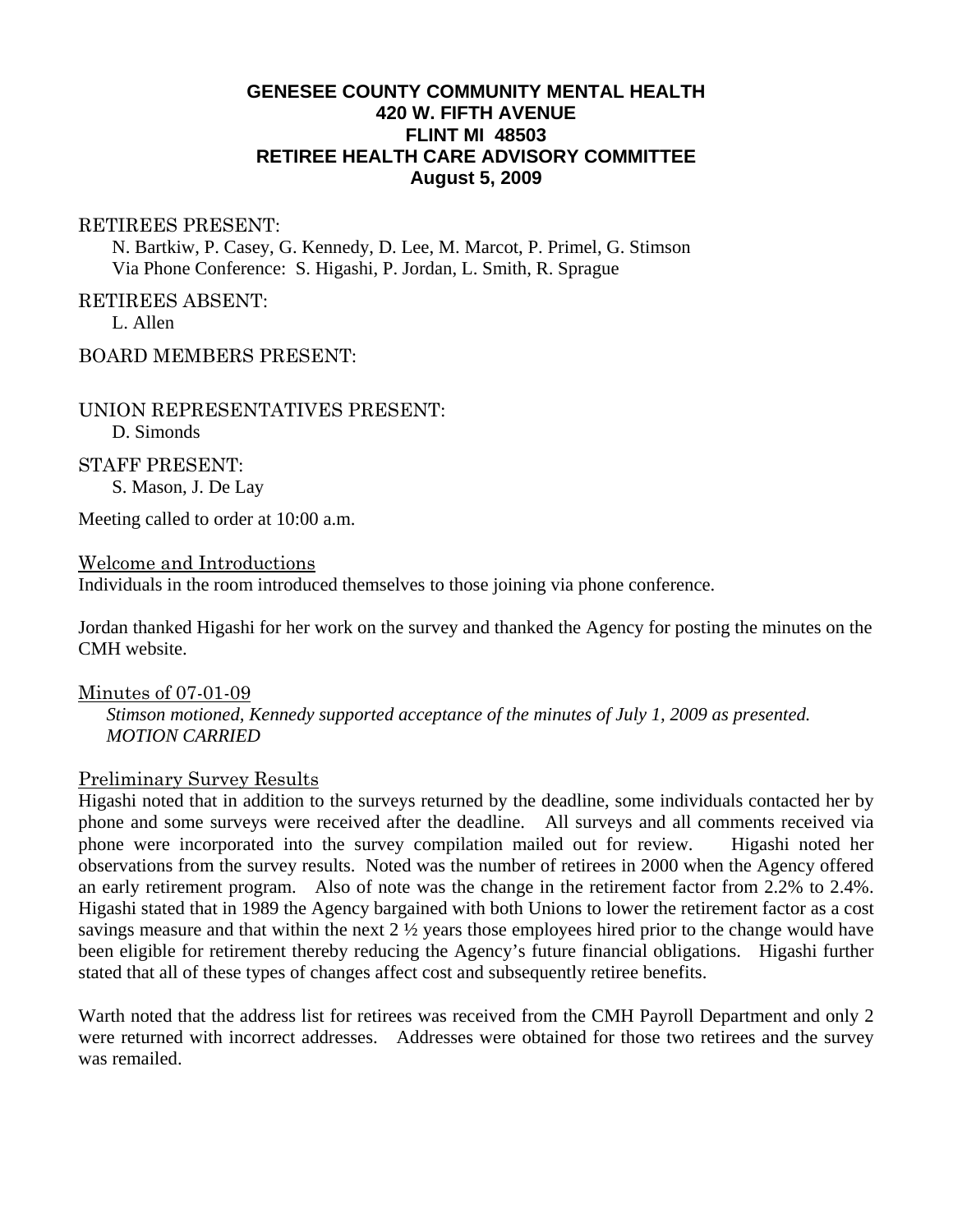# GENESEE COUNTY COMMUNITY MENTAL HEALTH
## 420 W. FIFTH AVENUE
## FLINT MI 48503
## RETIREE HEALTH CARE ADVISORY COMMITTEE
## August 5, 2009

RETIREES PRESENT:
N. Bartkiw, P. Casey, G. Kennedy, D. Lee, M. Marcot, P. Primel, G. Stimson
Via Phone Conference: S. Higashi, P. Jordan, L. Smith, R. Sprague

RETIREES ABSENT:
L. Allen

BOARD MEMBERS PRESENT:

UNION REPRESENTATIVES PRESENT:
D. Simonds

STAFF PRESENT:
S. Mason, J. De Lay

Meeting called to order at 10:00 a.m.

Welcome and Introductions

Individuals in the room introduced themselves to those joining via phone conference.

Jordan thanked Higashi for her work on the survey and thanked the Agency for posting the minutes on the CMH website.

Minutes of 07-01-09

*Stimson motioned, Kennedy supported acceptance of the minutes of July 1, 2009 as presented. MOTION CARRIED*

Preliminary Survey Results

Higashi noted that in addition to the surveys returned by the deadline, some individuals contacted her by phone and some surveys were received after the deadline. All surveys and all comments received via phone were incorporated into the survey compilation mailed out for review. Higashi noted her observations from the survey results. Noted was the number of retirees in 2000 when the Agency offered an early retirement program. Also of note was the change in the retirement factor from 2.2% to 2.4%. Higashi stated that in 1989 the Agency bargained with both Unions to lower the retirement factor as a cost savings measure and that within the next 2 ½ years those employees hired prior to the change would have been eligible for retirement thereby reducing the Agency's future financial obligations. Higashi further stated that all of these types of changes affect cost and subsequently retiree benefits.

Warth noted that the address list for retirees was received from the CMH Payroll Department and only 2 were returned with incorrect addresses. Addresses were obtained for those two retirees and the survey was remailed.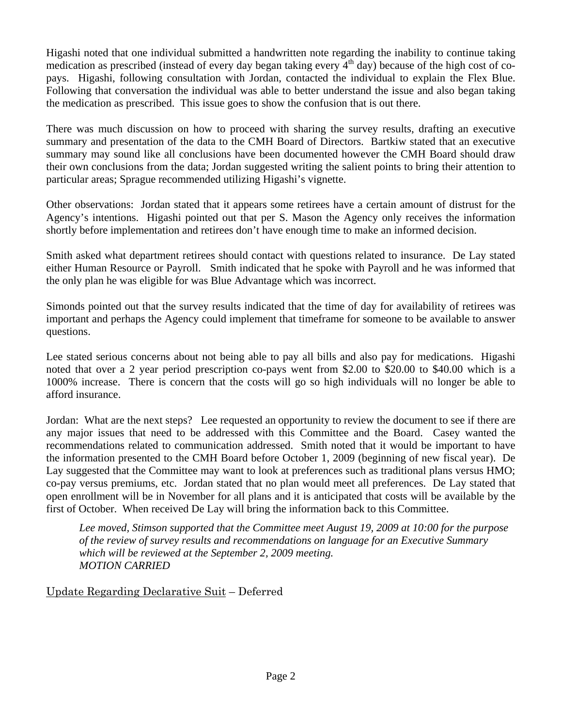Higashi noted that one individual submitted a handwritten note regarding the inability to continue taking medication as prescribed (instead of every day began taking every 4th day) because of the high cost of co-pays. Higashi, following consultation with Jordan, contacted the individual to explain the Flex Blue. Following that conversation the individual was able to better understand the issue and also began taking the medication as prescribed. This issue goes to show the confusion that is out there.

There was much discussion on how to proceed with sharing the survey results, drafting an executive summary and presentation of the data to the CMH Board of Directors. Bartkiw stated that an executive summary may sound like all conclusions have been documented however the CMH Board should draw their own conclusions from the data; Jordan suggested writing the salient points to bring their attention to particular areas; Sprague recommended utilizing Higashi's vignette.

Other observations: Jordan stated that it appears some retirees have a certain amount of distrust for the Agency's intentions. Higashi pointed out that per S. Mason the Agency only receives the information shortly before implementation and retirees don't have enough time to make an informed decision.

Smith asked what department retirees should contact with questions related to insurance. De Lay stated either Human Resource or Payroll. Smith indicated that he spoke with Payroll and he was informed that the only plan he was eligible for was Blue Advantage which was incorrect.

Simonds pointed out that the survey results indicated that the time of day for availability of retirees was important and perhaps the Agency could implement that timeframe for someone to be available to answer questions.

Lee stated serious concerns about not being able to pay all bills and also pay for medications. Higashi noted that over a 2 year period prescription co-pays went from \$2.00 to \$20.00 to \$40.00 which is a 1000% increase. There is concern that the costs will go so high individuals will no longer be able to afford insurance.

Jordan: What are the next steps? Lee requested an opportunity to review the document to see if there are any major issues that need to be addressed with this Committee and the Board. Casey wanted the recommendations related to communication addressed. Smith noted that it would be important to have the information presented to the CMH Board before October 1, 2009 (beginning of new fiscal year). De Lay suggested that the Committee may want to look at preferences such as traditional plans versus HMO; co-pay versus premiums, etc. Jordan stated that no plan would meet all preferences. De Lay stated that open enrollment will be in November for all plans and it is anticipated that costs will be available by the first of October. When received De Lay will bring the information back to this Committee.

> *Lee moved, Stimson supported that the Committee meet August 19, 2009 at 10:00 for the purpose of the review of survey results and recommendations on language for an Executive Summary which will be reviewed at the September 2, 2009 meeting.*
> *MOTION CARRIED*

Update Regarding Declarative Suit – Deferred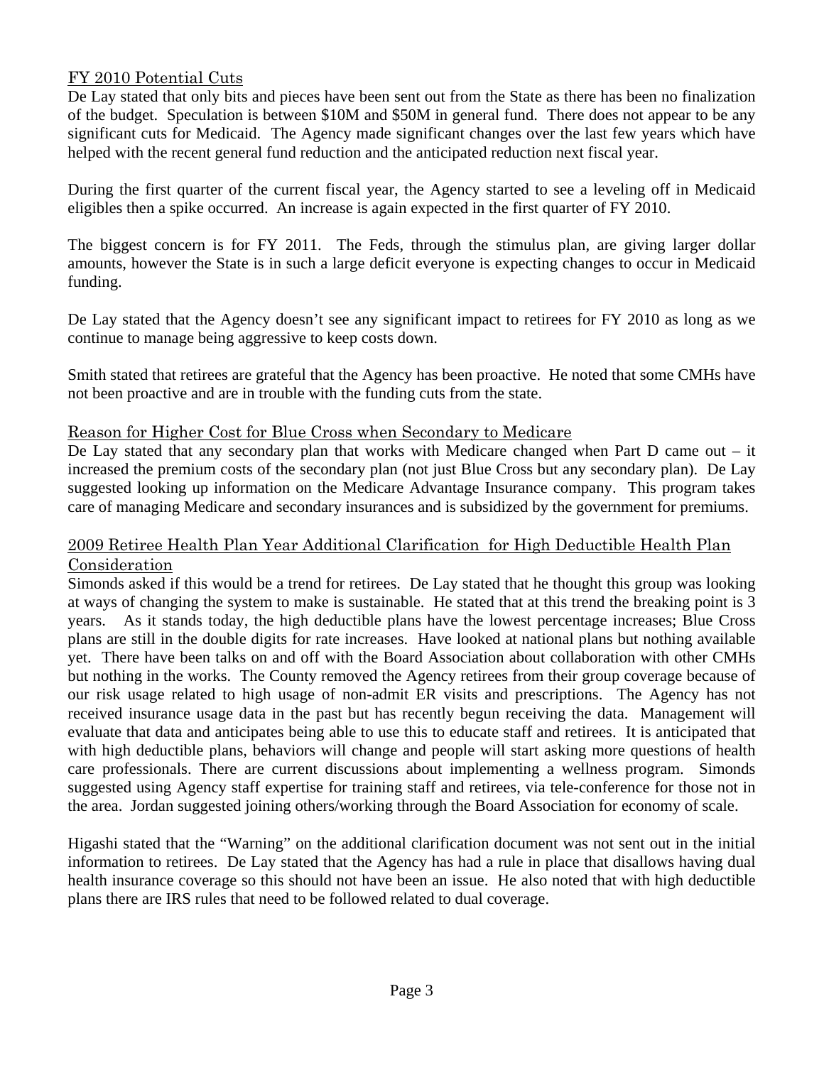## FY 2010 Potential Cuts

De Lay stated that only bits and pieces have been sent out from the State as there has been no finalization of the budget. Speculation is between $10M and $50M in general fund. There does not appear to be any significant cuts for Medicaid. The Agency made significant changes over the last few years which have helped with the recent general fund reduction and the anticipated reduction next fiscal year.

During the first quarter of the current fiscal year, the Agency started to see a leveling off in Medicaid eligibles then a spike occurred. An increase is again expected in the first quarter of FY 2010.

The biggest concern is for FY 2011. The Feds, through the stimulus plan, are giving larger dollar amounts, however the State is in such a large deficit everyone is expecting changes to occur in Medicaid funding.

De Lay stated that the Agency doesn't see any significant impact to retirees for FY 2010 as long as we continue to manage being aggressive to keep costs down.

Smith stated that retirees are grateful that the Agency has been proactive. He noted that some CMHs have not been proactive and are in trouble with the funding cuts from the state.

## Reason for Higher Cost for Blue Cross when Secondary to Medicare

De Lay stated that any secondary plan that works with Medicare changed when Part D came out – it increased the premium costs of the secondary plan (not just Blue Cross but any secondary plan). De Lay suggested looking up information on the Medicare Advantage Insurance company. This program takes care of managing Medicare and secondary insurances and is subsidized by the government for premiums.

## 2009 Retiree Health Plan Year Additional Clarification for High Deductible Health Plan Consideration

Simonds asked if this would be a trend for retirees. De Lay stated that he thought this group was looking at ways of changing the system to make is sustainable. He stated that at this trend the breaking point is 3 years. As it stands today, the high deductible plans have the lowest percentage increases; Blue Cross plans are still in the double digits for rate increases. Have looked at national plans but nothing available yet. There have been talks on and off with the Board Association about collaboration with other CMHs but nothing in the works. The County removed the Agency retirees from their group coverage because of our risk usage related to high usage of non-admit ER visits and prescriptions. The Agency has not received insurance usage data in the past but has recently begun receiving the data. Management will evaluate that data and anticipates being able to use this to educate staff and retirees. It is anticipated that with high deductible plans, behaviors will change and people will start asking more questions of health care professionals. There are current discussions about implementing a wellness program. Simonds suggested using Agency staff expertise for training staff and retirees, via tele-conference for those not in the area. Jordan suggested joining others/working through the Board Association for economy of scale.

Higashi stated that the "Warning" on the additional clarification document was not sent out in the initial information to retirees. De Lay stated that the Agency has had a rule in place that disallows having dual health insurance coverage so this should not have been an issue. He also noted that with high deductible plans there are IRS rules that need to be followed related to dual coverage.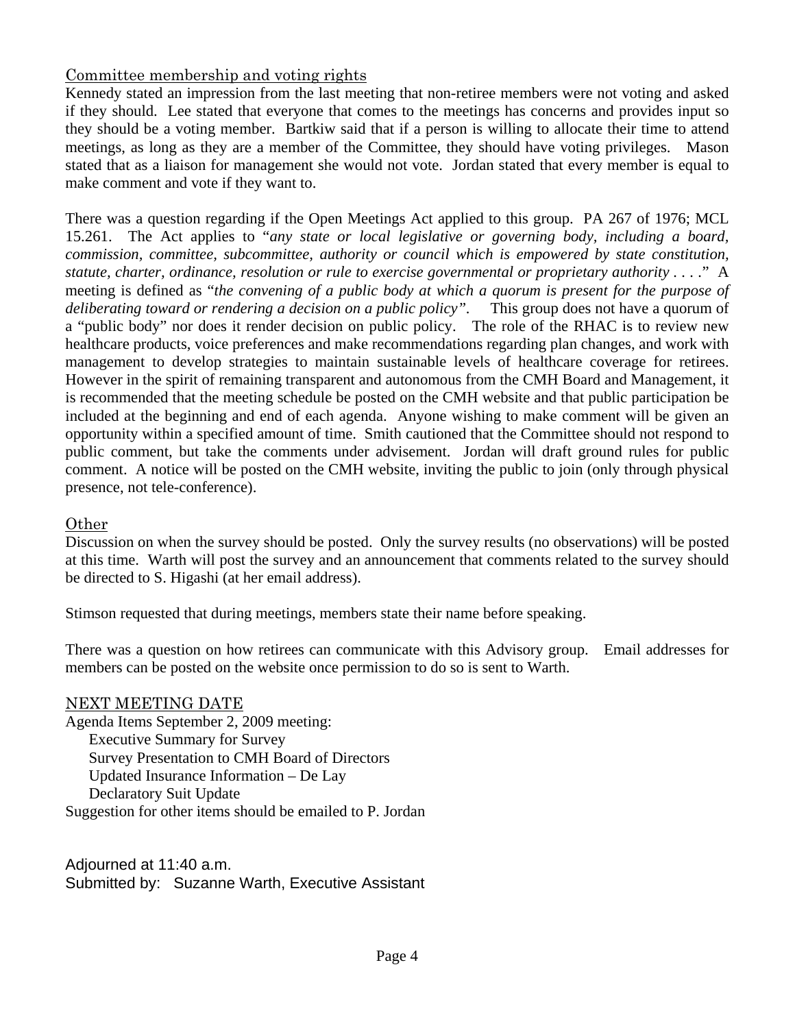### Committee membership and voting rights

Kennedy stated an impression from the last meeting that non-retiree members were not voting and asked if they should. Lee stated that everyone that comes to the meetings has concerns and provides input so they should be a voting member. Bartkiw said that if a person is willing to allocate their time to attend meetings, as long as they are a member of the Committee, they should have voting privileges. Mason stated that as a liaison for management she would not vote. Jordan stated that every member is equal to make comment and vote if they want to.

There was a question regarding if the Open Meetings Act applied to this group. PA 267 of 1976; MCL 15.261. The Act applies to "*any state or local legislative or governing body, including a board, commission, committee, subcommittee, authority or council which is empowered by state constitution, statute, charter, ordinance, resolution or rule to exercise governmental or proprietary authority . . . .*" A meeting is defined as "*the convening of a public body at which a quorum is present for the purpose of deliberating toward or rendering a decision on a public policy"*. This group does not have a quorum of a "public body" nor does it render decision on public policy. The role of the RHAC is to review new healthcare products, voice preferences and make recommendations regarding plan changes, and work with management to develop strategies to maintain sustainable levels of healthcare coverage for retirees. However in the spirit of remaining transparent and autonomous from the CMH Board and Management, it is recommended that the meeting schedule be posted on the CMH website and that public participation be included at the beginning and end of each agenda. Anyone wishing to make comment will be given an opportunity within a specified amount of time. Smith cautioned that the Committee should not respond to public comment, but take the comments under advisement. Jordan will draft ground rules for public comment. A notice will be posted on the CMH website, inviting the public to join (only through physical presence, not tele-conference).

### Other

Discussion on when the survey should be posted. Only the survey results (no observations) will be posted at this time. Warth will post the survey and an announcement that comments related to the survey should be directed to S. Higashi (at her email address).

Stimson requested that during meetings, members state their name before speaking.

There was a question on how retirees can communicate with this Advisory group. Email addresses for members can be posted on the website once permission to do so is sent to Warth.

## NEXT MEETING DATE

Agenda Items September 2, 2009 meeting:

- Executive Summary for Survey
- Survey Presentation to CMH Board of Directors
- Updated Insurance Information – De Lay
- Declaratory Suit Update

Suggestion for other items should be emailed to P. Jordan

Adjourned at 11:40 a.m.
Submitted by: Suzanne Warth, Executive Assistant